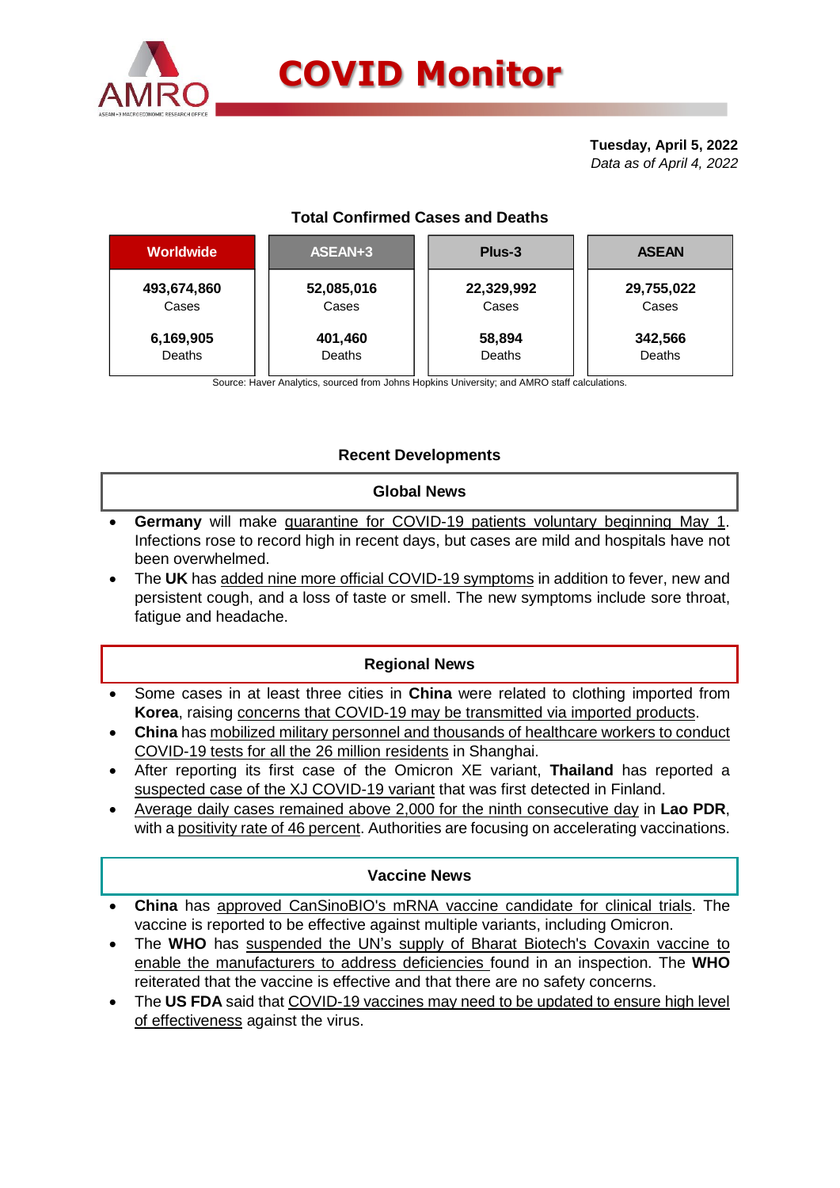# COVID Monitor

**Tuesday, April 5, 2022**
*Data as of April 4, 2022*

### Total Confirmed Cases and Deaths

| Worldwide | ASEAN+3 | Plus-3 | ASEAN |
|---|---|---|---|
| **493,674,860** Cases | **52,085,016** Cases | **22,329,992** Cases | **29,755,022** Cases |
| **6,169,905** Deaths | **401,460** Deaths | **58,894** Deaths | **342,566** Deaths |

Source: Haver Analytics, sourced from Johns Hopkins University; and AMRO staff calculations.

## Recent Developments

### Global News

- **Germany** will make quarantine for COVID-19 patients voluntary beginning May 1. Infections rose to record high in recent days, but cases are mild and hospitals have not been overwhelmed.
- The **UK** has added nine more official COVID-19 symptoms in addition to fever, new and persistent cough, and a loss of taste or smell. The new symptoms include sore throat, fatigue and headache.

### Regional News

- Some cases in at least three cities in **China** were related to clothing imported from **Korea**, raising concerns that COVID-19 may be transmitted via imported products.
- **China** has mobilized military personnel and thousands of healthcare workers to conduct COVID-19 tests for all the 26 million residents in Shanghai.
- After reporting its first case of the Omicron XE variant, **Thailand** has reported a suspected case of the XJ COVID-19 variant that was first detected in Finland.
- Average daily cases remained above 2,000 for the ninth consecutive day in **Lao PDR**, with a positivity rate of 46 percent. Authorities are focusing on accelerating vaccinations.

### Vaccine News

- **China** has approved CanSinoBIO's mRNA vaccine candidate for clinical trials. The vaccine is reported to be effective against multiple variants, including Omicron.
- The **WHO** has suspended the UN's supply of Bharat Biotech's Covaxin vaccine to enable the manufacturers to address deficiencies found in an inspection. The **WHO** reiterated that the vaccine is effective and that there are no safety concerns.
- The **US FDA** said that COVID-19 vaccines may need to be updated to ensure high level of effectiveness against the virus.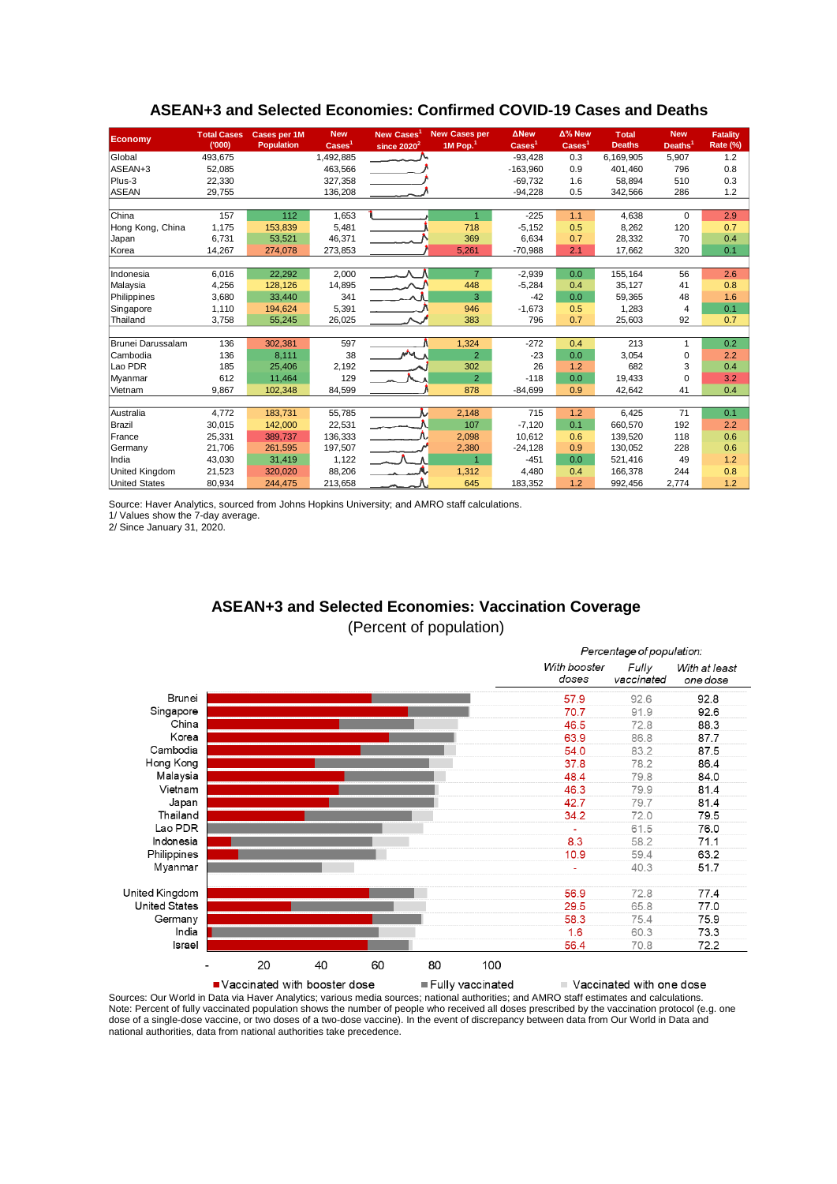## ASEAN+3 and Selected Economies: Confirmed COVID-19 Cases and Deaths

| Economy | Total Cases ('000) | Cases per 1M Population | New Cases[1] | New Cases[1] since 2020[2] | New Cases per 1M Pop.[1] | ΔNew Cases[1] | Δ% New Cases[1] | Total Deaths | New Deaths[1] | Fatality Rate (%) |
|---|---|---|---|---|---|---|---|---|---|---|
| Global | 493,675 | | 1,492,885 | | | -93,428 | 0.3 | 6,169,905 | 5,907 | 1.2 |
| ASEAN+3 | 52,085 | | 463,566 | | | -163,960 | 0.9 | 401,460 | 796 | 0.8 |
| Plus-3 | 22,330 | | 327,358 | | | -69,732 | 1.6 | 58,894 | 510 | 0.3 |
| ASEAN | 29,755 | | 136,208 | | | -94,228 | 0.5 | 342,566 | 286 | 1.2 |
| China | 157 | 112 | 1,653 | | 1 | -225 | 1.1 | 4,638 | 0 | 2.9 |
| Hong Kong, China | 1,175 | 153,839 | 5,481 | | 718 | -5,152 | 0.5 | 8,262 | 120 | 0.7 |
| Japan | 6,731 | 53,521 | 46,371 | | 369 | 6,634 | 0.7 | 28,332 | 70 | 0.4 |
| Korea | 14,267 | 274,078 | 273,853 | | 5,261 | -70,988 | 2.1 | 17,662 | 320 | 0.1 |
| Indonesia | 6,016 | 22,292 | 2,000 | | 7 | -2,939 | 0.0 | 155,164 | 56 | 2.6 |
| Malaysia | 4,256 | 128,126 | 14,895 | | 448 | -5,284 | 0.4 | 35,127 | 41 | 0.8 |
| Philippines | 3,680 | 33,440 | 341 | | 3 | -42 | 0.0 | 59,365 | 48 | 1.6 |
| Singapore | 1,110 | 194,624 | 5,391 | | 946 | -1,673 | 0.5 | 1,283 | 4 | 0.1 |
| Thailand | 3,758 | 55,245 | 26,025 | | 383 | 796 | 0.7 | 25,603 | 92 | 0.7 |
| Brunei Darussalam | 136 | 302,381 | 597 | | 1,324 | -272 | 0.4 | 213 | 1 | 0.2 |
| Cambodia | 136 | 8,111 | 38 | | 2 | -23 | 0.0 | 3,054 | 0 | 2.2 |
| Lao PDR | 185 | 25,406 | 2,192 | | 302 | 26 | 1.2 | 682 | 3 | 0.4 |
| Myanmar | 612 | 11,464 | 129 | | 2 | -118 | 0.0 | 19,433 | 0 | 3.2 |
| Vietnam | 9,867 | 102,348 | 84,599 | | 878 | -84,699 | 0.9 | 42,642 | 41 | 0.4 |
| Australia | 4,772 | 183,731 | 55,785 | | 2,148 | 715 | 1.2 | 6,425 | 71 | 0.1 |
| Brazil | 30,015 | 142,000 | 22,531 | | 107 | -7,120 | 0.1 | 660,570 | 192 | 2.2 |
| France | 25,331 | 389,737 | 136,333 | | 2,098 | 10,612 | 0.6 | 139,520 | 118 | 0.6 |
| Germany | 21,706 | 261,595 | 197,507 | | 2,380 | -24,128 | 0.9 | 130,052 | 228 | 0.6 |
| India | 43,030 | 31,419 | 1,122 | | 1 | -451 | 0.0 | 521,416 | 49 | 1.2 |
| United Kingdom | 21,523 | 320,020 | 88,206 | | 1,312 | 4,480 | 0.4 | 166,378 | 244 | 0.8 |
| United States | 80,934 | 244,475 | 213,658 | | 645 | 183,352 | 1.2 | 992,456 | 2,774 | 1.2 |

Source: Haver Analytics, sourced from Johns Hopkins University; and AMRO staff calculations.
1/ Values show the 7-day average.
2/ Since January 31, 2020.

## ASEAN+3 and Selected Economies: Vaccination Coverage

(Percent of population)

*Percentage of population:*

| Economy | *With booster doses* | *Fully vaccinated* | *With at least one dose* |
|---|---|---|---|
| Brunei | 57.9 | 92.6 | 92.8 |
| Singapore | 70.7 | 91.9 | 92.6 |
| China | 46.5 | 72.8 | 88.3 |
| Korea | 63.9 | 86.8 | 87.7 |
| Cambodia | 54.0 | 83.2 | 87.5 |
| Hong Kong | 37.8 | 78.2 | 86.4 |
| Malaysia | 48.4 | 79.8 | 84.0 |
| Vietnam | 46.3 | 79.9 | 81.4 |
| Japan | 42.7 | 79.7 | 81.4 |
| Thailand | 34.2 | 72.0 | 79.5 |
| Lao PDR | - | 61.5 | 76.0 |
| Indonesia | 8.3 | 58.2 | 71.1 |
| Philippines | 10.9 | 59.4 | 63.2 |
| Myanmar | - | 40.3 | 51.7 |
| United Kingdom | 56.9 | 72.8 | 77.4 |
| United States | 29.5 | 65.8 | 77.0 |
| Germany | 58.3 | 75.4 | 75.9 |
| India | 1.6 | 60.3 | 73.3 |
| Israel | 56.4 | 70.8 | 72.2 |

- 20 40 60 80 100

■ Vaccinated with booster dose ■ Fully vaccinated ■ Vaccinated with one dose

Sources: Our World in Data via Haver Analytics; various media sources; national authorities; and AMRO staff estimates and calculations.
Note: Percent of fully vaccinated population shows the number of people who received all doses prescribed by the vaccination protocol (e.g. one dose of a single-dose vaccine, or two doses of a two-dose vaccine). In the event of discrepancy between data from Our World in Data and national authorities, data from national authorities take precedence.